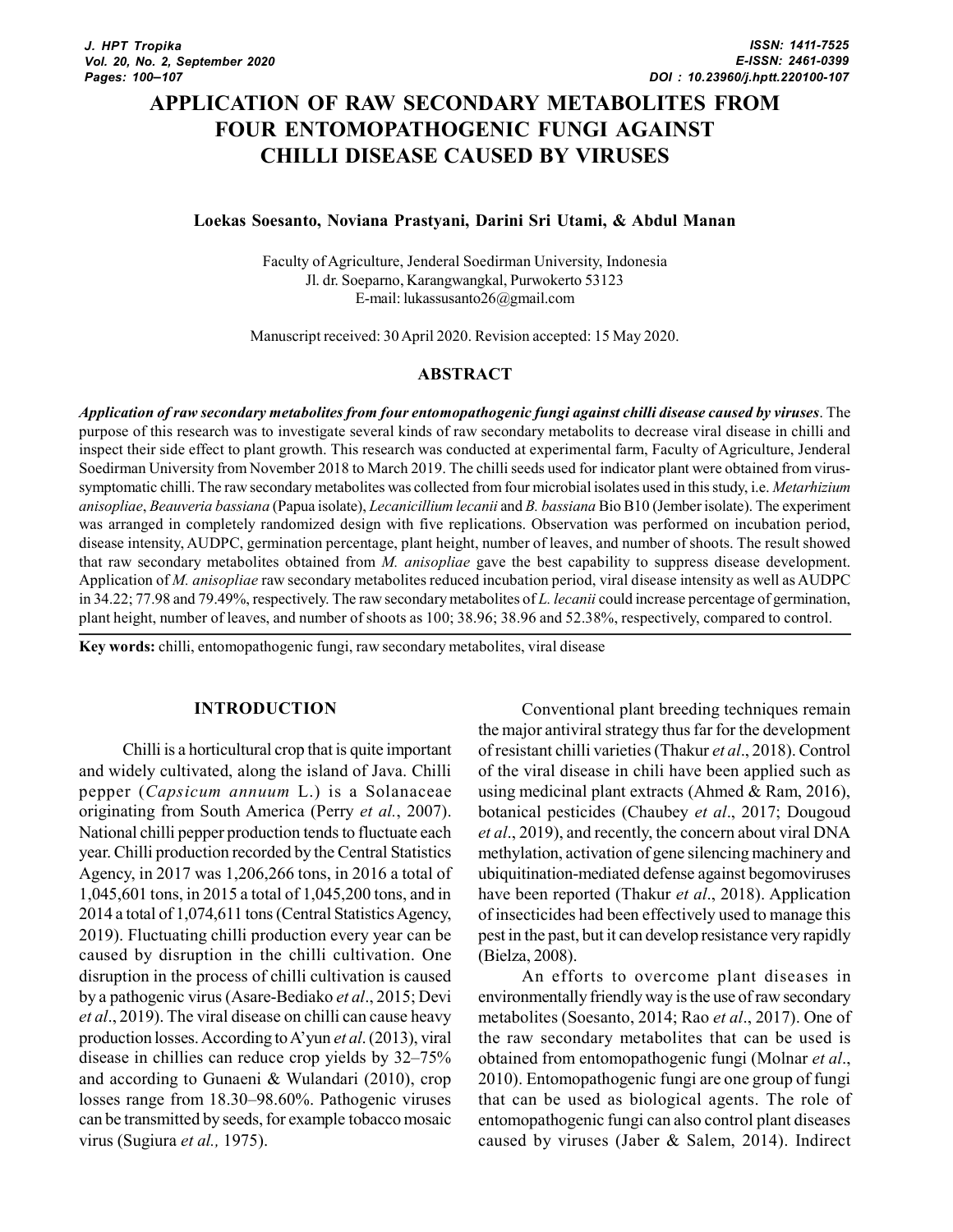# APPLICATION OF RAW SECONDARY METABOLITES FROM FOUR ENTOMOPATHOGENIC FUNGI AGAINST CHILLI DISEASE CAUSED BY VIRUSES

**Loekas Soesanto, Noviana Prastyani, Darini Sri Utami, & Abdul Manan**

Faculty of Agriculture, Jenderal Soedirman University, Indonesia
Jl. dr. Soeparno, Karangwangkal, Purwokerto 53123
E-mail: lukassusanto26@gmail.com

Manuscript received: 30 April 2020. Revision accepted: 15 May 2020.

## ABSTRACT

***Application of raw secondary metabolites from four entomopathogenic fungi against chilli disease caused by viruses***. The purpose of this research was to investigate several kinds of raw secondary metabolits to decrease viral disease in chilli and inspect their side effect to plant growth. This research was conducted at experimental farm, Faculty of Agriculture, Jenderal Soedirman University from November 2018 to March 2019. The chilli seeds used for indicator plant were obtained from virus-symptomatic chilli. The raw secondary metabolites was collected from four microbial isolates used in this study, i.e. *Metarhizium anisopliae*, *Beauveria bassiana* (Papua isolate), *Lecanicillium lecanii* and *B. bassiana* Bio B10 (Jember isolate). The experiment was arranged in completely randomized design with five replications. Observation was performed on incubation period, disease intensity, AUDPC, germination percentage, plant height, number of leaves, and number of shoots. The result showed that raw secondary metabolites obtained from *M. anisopliae* gave the best capability to suppress disease development. Application of *M. anisopliae* raw secondary metabolites reduced incubation period, viral disease intensity as well as AUDPC in 34.22; 77.98 and 79.49%, respectively. The raw secondary metabolites of *L. lecanii* could increase percentage of germination, plant height, number of leaves, and number of shoots as 100; 38.96; 38.96 and 52.38%, respectively, compared to control.

**Key words:** chilli, entomopathogenic fungi, raw secondary metabolites, viral disease

## INTRODUCTION

Chilli is a horticultural crop that is quite important and widely cultivated, along the island of Java. Chilli pepper (*Capsicum annuum* L.) is a Solanaceae originating from South America (Perry *et al.*, 2007). National chilli pepper production tends to fluctuate each year. Chilli production recorded by the Central Statistics Agency, in 2017 was 1,206,266 tons, in 2016 a total of 1,045,601 tons, in 2015 a total of 1,045,200 tons, and in 2014 a total of 1,074,611 tons (Central Statistics Agency, 2019). Fluctuating chilli production every year can be caused by disruption in the chilli cultivation. One disruption in the process of chilli cultivation is caused by a pathogenic virus (Asare-Bediako *et al*., 2015; Devi *et al*., 2019). The viral disease on chilli can cause heavy production losses. According to A'yun *et al*. (2013), viral disease in chillies can reduce crop yields by 32–75% and according to Gunaeni & Wulandari (2010), crop losses range from 18.30–98.60%. Pathogenic viruses can be transmitted by seeds, for example tobacco mosaic virus (Sugiura *et al.,* 1975).

Conventional plant breeding techniques remain the major antiviral strategy thus far for the development of resistant chilli varieties (Thakur *et al*., 2018). Control of the viral disease in chili have been applied such as using medicinal plant extracts (Ahmed & Ram, 2016), botanical pesticides (Chaubey *et al*., 2017; Dougoud *et al*., 2019), and recently, the concern about viral DNA methylation, activation of gene silencing machinery and ubiquitination-mediated defense against begomoviruses have been reported (Thakur *et al*., 2018). Application of insecticides had been effectively used to manage this pest in the past, but it can develop resistance very rapidly (Bielza, 2008).

An efforts to overcome plant diseases in environmentally friendly way is the use of raw secondary metabolites (Soesanto, 2014; Rao *et al*., 2017). One of the raw secondary metabolites that can be used is obtained from entomopathogenic fungi (Molnar *et al*., 2010). Entomopathogenic fungi are one group of fungi that can be used as biological agents. The role of entomopathogenic fungi can also control plant diseases caused by viruses (Jaber & Salem, 2014). Indirect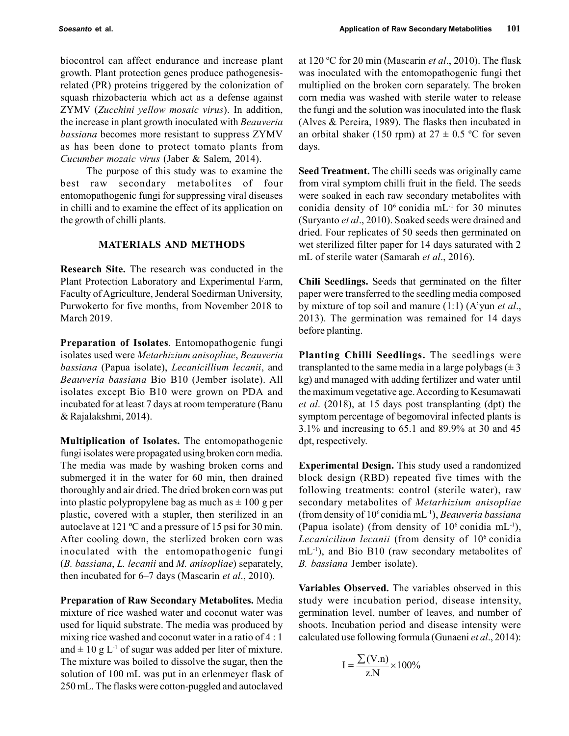biocontrol can affect endurance and increase plant growth. Plant protection genes produce pathogenesis-related (PR) proteins triggered by the colonization of squash rhizobacteria which act as a defense against ZYMV (*Zucchini yellow mosaic virus*). In addition, the increase in plant growth inoculated with *Beauveria bassiana* becomes more resistant to suppress ZYMV as has been done to protect tomato plants from *Cucumber mozaic virus* (Jaber & Salem, 2014).

The purpose of this study was to examine the best raw secondary metabolites of four entomopathogenic fungi for suppressing viral diseases in chilli and to examine the effect of its application on the growth of chilli plants.

## MATERIALS AND METHODS

**Research Site.** The research was conducted in the Plant Protection Laboratory and Experimental Farm, Faculty of Agriculture, Jenderal Soedirman University, Purwokerto for five months, from November 2018 to March 2019.

**Preparation of Isolates**. Entomopathogenic fungi isolates used were *Metarhizium anisopliae*, *Beauveria bassiana* (Papua isolate), *Lecanicillium lecanii*, and *Beauveria bassiana* Bio B10 (Jember isolate). All isolates except Bio B10 were grown on PDA and incubated for at least 7 days at room temperature (Banu & Rajalakshmi, 2014).

**Multiplication of Isolates.** The entomopathogenic fungi isolates were propagated using broken corn media. The media was made by washing broken corns and submerged it in the water for 60 min, then drained thoroughly and air dried. The dried broken corn was put into plastic polypropylene bag as much as ± 100 g per plastic, covered with a stapler, then sterilized in an autoclave at 121 ºC and a pressure of 15 psi for 30 min. After cooling down, the sterlized broken corn was inoculated with the entomopathogenic fungi (*B. bassiana*, *L. lecanii* and *M. anisopliae*) separately, then incubated for 6–7 days (Mascarin *et al*., 2010).

**Preparation of Raw Secondary Metabolites.** Media mixture of rice washed water and coconut water was used for liquid substrate. The media was produced by mixing rice washed and coconut water in a ratio of 4 : 1 and ± 10 g $L^{-1}$ of sugar was added per liter of mixture. The mixture was boiled to dissolve the sugar, then the solution of 100 mL was put in an erlenmeyer flask of 250 mL. The flasks were cotton-puggled and autoclaved at 120 ºC for 20 min (Mascarin *et al*., 2010). The flask was inoculated with the entomopathogenic fungi thet multiplied on the broken corn separately. The broken corn media was washed with sterile water to release the fungi and the solution was inoculated into the flask (Alves & Pereira, 1989). The flasks then incubated in an orbital shaker (150 rpm) at 27 ± 0.5 ºC for seven days.

**Seed Treatment.** The chilli seeds was originally came from viral symptom chilli fruit in the field. The seeds were soaked in each raw secondary metabolites with conidia density of $10^6$ conidia $mL^{-1}$ for 30 minutes (Suryanto *et al*., 2010). Soaked seeds were drained and dried. Four replicates of 50 seeds then germinated on wet sterilized filter paper for 14 days saturated with 2 mL of sterile water (Samarah *et al*., 2016).

**Chili Seedlings.** Seeds that germinated on the filter paper were transferred to the seedling media composed by mixture of top soil and manure (1:1) (A'yun *et al*., 2013). The germination was remained for 14 days before planting.

**Planting Chilli Seedlings.** The seedlings were transplanted to the same media in a large polybags (± 3 kg) and managed with adding fertilizer and water until the maximum vegetative age. According to Kesumawati *et al*. (2018), at 15 days post transplanting (dpt) the symptom percentage of begomoviral infected plants is 3.1% and increasing to 65.1 and 89.9% at 30 and 45 dpt, respectively.

**Experimental Design.** This study used a randomized block design (RBD) repeated five times with the following treatments: control (sterile water), raw secondary metabolites of *Metarhizium anisopliae* (from density of $10^6$ conidia $mL^{-1}$), *Beauveria bassiana* (Papua isolate) (from density of $10^6$ conidia $mL^{-1}$), *Lecanicilium lecanii* (from density of $10^6$ conidia $mL^{-1}$), and Bio B10 (raw secondary metabolites of *B. bassiana* Jember isolate).

**Variables Observed.** The variables observed in this study were incubation period, disease intensity, germination level, number of leaves, and number of shoots. Incubation period and disease intensity were calculated use following formula (Gunaeni *et al*., 2014):

$$I = \frac{\sum(V.n)}{z.N} \times 100\%$$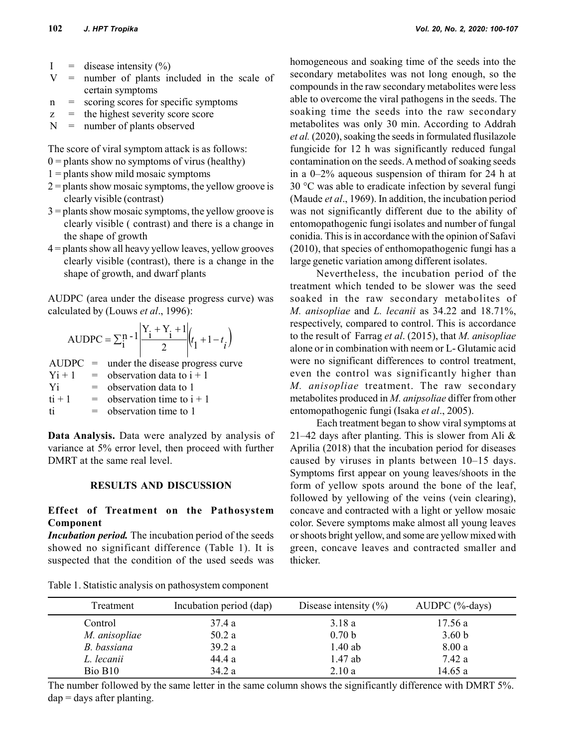I = disease intensity (%)
V = number of plants included in the scale of certain symptoms
n = scoring scores for specific symptoms
z = the highest severity score score
N = number of plants observed

The score of viral symptom attack is as follows:
0 = plants show no symptoms of virus (healthy)
1 = plants show mild mosaic symptoms
2 = plants show mosaic symptoms, the yellow groove is clearly visible (contrast)
3 = plants show mosaic symptoms, the yellow groove is clearly visible ( contrast) and there is a change in the shape of growth
4 = plants show all heavy yellow leaves, yellow grooves clearly visible (contrast), there is a change in the shape of growth, and dwarf plants

AUDPC (area under the disease progress curve) was calculated by (Louws *et al*., 1996):

$$\text{AUDPC} = \sum_{i}^{n-1} \left| \frac{Y_i + Y_i + 1}{2} \right| \left( t_1 + 1 - t_i \right)$$

AUDPC = under the disease progress curve
Yi + 1 = observation data to i + 1
Yi = observation data to 1
ti + 1 = observation time to i + 1
ti = observation time to 1

**Data Analysis.** Data were analyzed by analysis of variance at 5% error level, then proceed with further DMRT at the same real level.

## RESULTS AND DISCUSSION

### Effect of Treatment on the Pathosystem Component

***Incubation period.*** The incubation period of the seeds showed no significant difference (Table 1). It is suspected that the condition of the used seeds was homogeneous and soaking time of the seeds into the secondary metabolites was not long enough, so the compounds in the raw secondary metabolites were less able to overcome the viral pathogens in the seeds. The soaking time the seeds into the raw secondary metabolites was only 30 min. According to Addrah *et al.* (2020), soaking the seeds in formulated flusilazole fungicide for 12 h was significantly reduced fungal contamination on the seeds. A method of soaking seeds in a 0–2% aqueous suspension of thiram for 24 h at 30 °C was able to eradicate infection by several fungi (Maude *et al*., 1969). In addition, the incubation period was not significantly different due to the ability of entomopathogenic fungi isolates and number of fungal conidia. This is in accordance with the opinion of Safavi (2010), that species of enthomopathogenic fungi has a large genetic variation among different isolates.

Nevertheless, the incubation period of the treatment which tended to be slower was the seed soaked in the raw secondary metabolites of *M. anisopliae* and *L. lecanii* as 34.22 and 18.71%, respectively, compared to control. This is accordance to the result of Farrag *et al*. (2015), that *M. anisopliae* alone or in combination with neem or L- Glutamic acid were no significant differences to control treatment, even the control was significantly higher than *M. anisopliae* treatment. The raw secondary metabolites produced in *M. anipsoliae* differ from other entomopathogenic fungi (Isaka *et al*., 2005).

Each treatment began to show viral symptoms at 21–42 days after planting. This is slower from Ali & Aprilia (2018) that the incubation period for diseases caused by viruses in plants between 10–15 days. Symptoms first appear on young leaves/shoots in the form of yellow spots around the bone of the leaf, followed by yellowing of the veins (vein clearing), concave and contracted with a light or yellow mosaic color. Severe symptoms make almost all young leaves or shoots bright yellow, and some are yellow mixed with green, concave leaves and contracted smaller and thicker.

Table 1. Statistic analysis on pathosystem component

| Treatment | Incubation period (dap) | Disease intensity (%) | AUDPC (%-days) |
|---|---|---|---|
| Control | 37.4 a | 3.18 a | 17.56 a |
| *M. anisopliae* | 50.2 a | 0.70 b | 3.60 b |
| *B. bassiana* | 39.2 a | 1.40 ab | 8.00 a |
| *L. lecanii* | 44.4 a | 1.47 ab | 7.42 a |
| Bio B10 | 34.2 a | 2.10 a | 14.65 a |

The number followed by the same letter in the same column shows the significantly difference with DMRT 5%. dap = days after planting.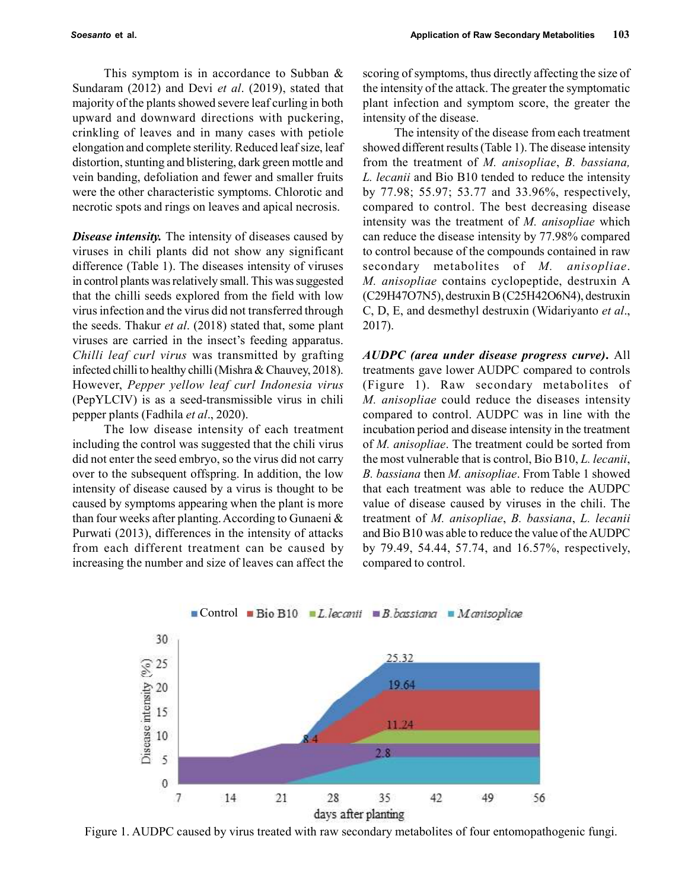This symptom is in accordance to Subban & Sundaram (2012) and Devi *et al*. (2019), stated that majority of the plants showed severe leaf curling in both upward and downward directions with puckering, crinkling of leaves and in many cases with petiole elongation and complete sterility. Reduced leaf size, leaf distortion, stunting and blistering, dark green mottle and vein banding, defoliation and fewer and smaller fruits were the other characteristic symptoms. Chlorotic and necrotic spots and rings on leaves and apical necrosis.

***Disease intensity.*** The intensity of diseases caused by viruses in chili plants did not show any significant difference (Table 1). The diseases intensity of viruses in control plants was relatively small. This was suggested that the chilli seeds explored from the field with low virus infection and the virus did not transferred through the seeds. Thakur *et al*. (2018) stated that, some plant viruses are carried in the insect's feeding apparatus. *Chilli leaf curl virus* was transmitted by grafting infected chilli to healthy chilli (Mishra & Chauvey, 2018). However, *Pepper yellow leaf curl Indonesia virus* (PepYLCIV) is as a seed-transmissible virus in chili pepper plants (Fadhila *et al*., 2020).

The low disease intensity of each treatment including the control was suggested that the chili virus did not enter the seed embryo, so the virus did not carry over to the subsequent offspring. In addition, the low intensity of disease caused by a virus is thought to be caused by symptoms appearing when the plant is more than four weeks after planting. According to Gunaeni & Purwati (2013), differences in the intensity of attacks from each different treatment can be caused by increasing the number and size of leaves can affect the scoring of symptoms, thus directly affecting the size of the intensity of the attack. The greater the symptomatic plant infection and symptom score, the greater the intensity of the disease.

The intensity of the disease from each treatment showed different results (Table 1). The disease intensity from the treatment of *M. anisopliae*, *B. bassiana, L. lecanii* and Bio B10 tended to reduce the intensity by 77.98; 55.97; 53.77 and 33.96%, respectively, compared to control. The best decreasing disease intensity was the treatment of *M. anisopliae* which can reduce the disease intensity by 77.98% compared to control because of the compounds contained in raw secondary metabolites of *M. anisopliae*. *M. anisopliae* contains cyclopeptide, destruxin A ($C_{29}H_{47}O_7N_5$), destruxin B ($C_{25}H_{42}O_6N_4$), destruxin C, D, E, and desmethyl destruxin (Widariyanto *et al*., 2017).

***AUDPC (area under disease progress curve).*** All treatments gave lower AUDPC compared to controls (Figure 1). Raw secondary metabolites of *M. anisopliae* could reduce the diseases intensity compared to control. AUDPC was in line with the incubation period and disease intensity in the treatment of *M. anisopliae*. The treatment could be sorted from the most vulnerable that is control, Bio B10, *L. lecanii*, *B. bassiana* then *M. anisopliae*. From Table 1 showed that each treatment was able to reduce the AUDPC value of disease caused by viruses in the chili. The treatment of *M. anisopliae*, *B. bassiana*, *L. lecanii* and Bio B10 was able to reduce the value of the AUDPC by 79.49, 54.44, 57.74, and 16.57%, respectively, compared to control.

Figure 1. AUDPC caused by virus treated with raw secondary metabolites of four entomopathogenic fungi.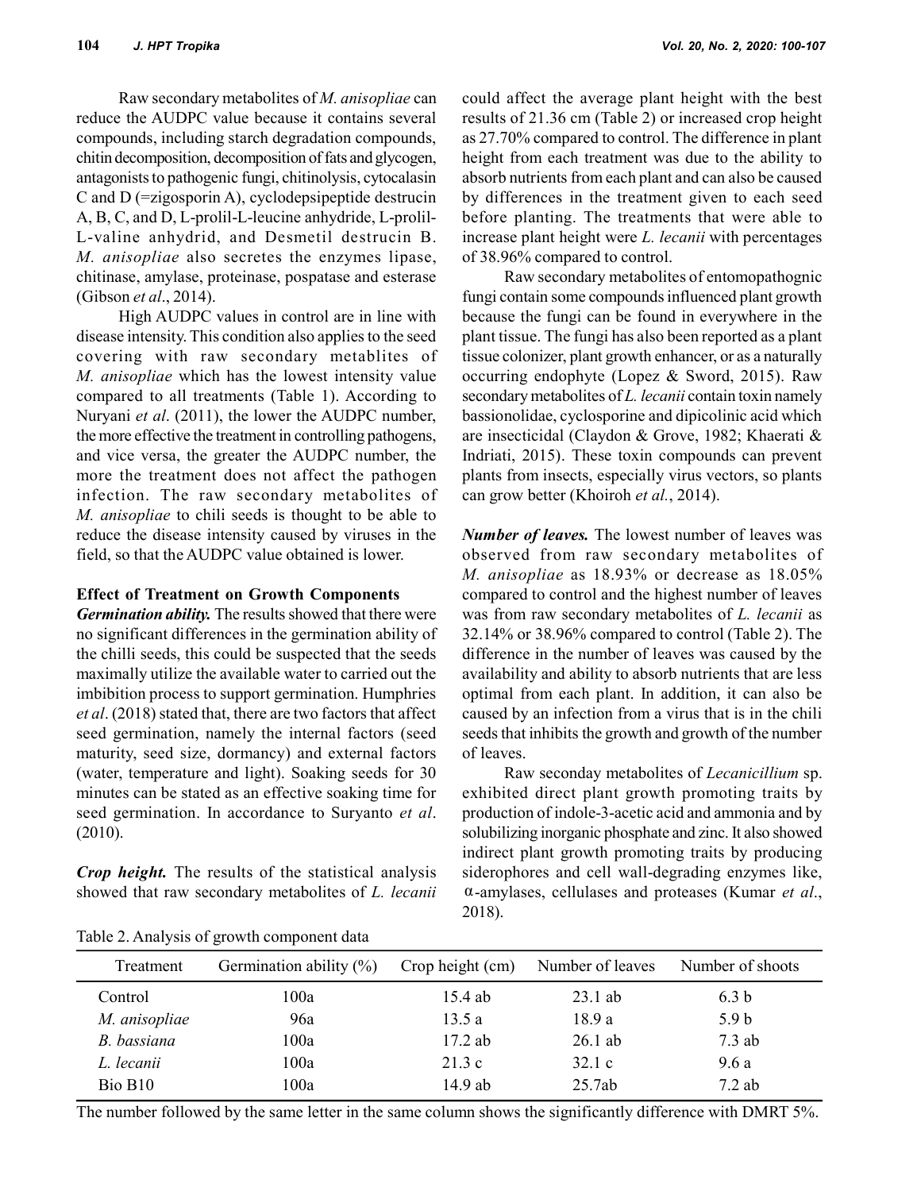Raw secondary metabolites of *M. anisopliae* can reduce the AUDPC value because it contains several compounds, including starch degradation compounds, chitin decomposition, decomposition of fats and glycogen, antagonists to pathogenic fungi, chitinolysis, cytocalasin C and D (=zigosporin A), cyclodepsipeptide destrucin A, B, C, and D, L-prolil-L-leucine anhydride, L-prolil-L-valine anhydrid, and Desmetil destrucin B. *M. anisopliae* also secretes the enzymes lipase, chitinase, amylase, proteinase, pospatase and esterase (Gibson *et al*., 2014).

High AUDPC values in control are in line with disease intensity. This condition also applies to the seed covering with raw secondary metablites of *M. anisopliae* which has the lowest intensity value compared to all treatments (Table 1). According to Nuryani *et al*. (2011), the lower the AUDPC number, the more effective the treatment in controlling pathogens, and vice versa, the greater the AUDPC number, the more the treatment does not affect the pathogen infection. The raw secondary metabolites of *M. anisopliae* to chili seeds is thought to be able to reduce the disease intensity caused by viruses in the field, so that the AUDPC value obtained is lower.

### Effect of Treatment on Growth Components

***Germination ability.*** The results showed that there were no significant differences in the germination ability of the chilli seeds, this could be suspected that the seeds maximally utilize the available water to carried out the imbibition process to support germination. Humphries *et al*. (2018) stated that, there are two factors that affect seed germination, namely the internal factors (seed maturity, seed size, dormancy) and external factors (water, temperature and light). Soaking seeds for 30 minutes can be stated as an effective soaking time for seed germination. In accordance to Suryanto *et al*. (2010).

***Crop height.*** The results of the statistical analysis showed that raw secondary metabolites of *L. lecanii* could affect the average plant height with the best results of 21.36 cm (Table 2) or increased crop height as 27.70% compared to control. The difference in plant height from each treatment was due to the ability to absorb nutrients from each plant and can also be caused by differences in the treatment given to each seed before planting. The treatments that were able to increase plant height were *L. lecanii* with percentages of 38.96% compared to control.

Raw secondary metabolites of entomopathognic fungi contain some compounds influenced plant growth because the fungi can be found in everywhere in the plant tissue. The fungi has also been reported as a plant tissue colonizer, plant growth enhancer, or as a naturally occurring endophyte (Lopez & Sword, 2015). Raw secondary metabolites of *L. lecanii* contain toxin namely bassionolidae, cyclosporine and dipicolinic acid which are insecticidal (Claydon & Grove, 1982; Khaerati & Indriati, 2015). These toxin compounds can prevent plants from insects, especially virus vectors, so plants can grow better (Khoiroh *et al.*, 2014).

***Number of leaves.*** The lowest number of leaves was observed from raw secondary metabolites of *M. anisopliae* as 18.93% or decrease as 18.05% compared to control and the highest number of leaves was from raw secondary metabolites of *L. lecanii* as 32.14% or 38.96% compared to control (Table 2). The difference in the number of leaves was caused by the availability and ability to absorb nutrients that are less optimal from each plant. In addition, it can also be caused by an infection from a virus that is in the chili seeds that inhibits the growth and growth of the number of leaves.

Raw seconday metabolites of *Lecanicillium* sp. exhibited direct plant growth promoting traits by production of indole-3-acetic acid and ammonia and by solubilizing inorganic phosphate and zinc. It also showed indirect plant growth promoting traits by producing siderophores and cell wall-degrading enzymes like, α-amylases, cellulases and proteases (Kumar *et al*., 2018).

Table 2. Analysis of growth component data

| Treatment | Germination ability (%) | Crop height (cm) | Number of leaves | Number of shoots |
|---|---|---|---|---|
| Control | 100a | 15.4 ab | 23.1 ab | 6.3 b |
| *M. anisopliae* | 96a | 13.5 a | 18.9 a | 5.9 b |
| *B. bassiana* | 100a | 17.2 ab | 26.1 ab | 7.3 ab |
| *L. lecanii* | 100a | 21.3 c | 32.1 c | 9.6 a |
| Bio B10 | 100a | 14.9 ab | 25.7ab | 7.2 ab |

The number followed by the same letter in the same column shows the significantly difference with DMRT 5%.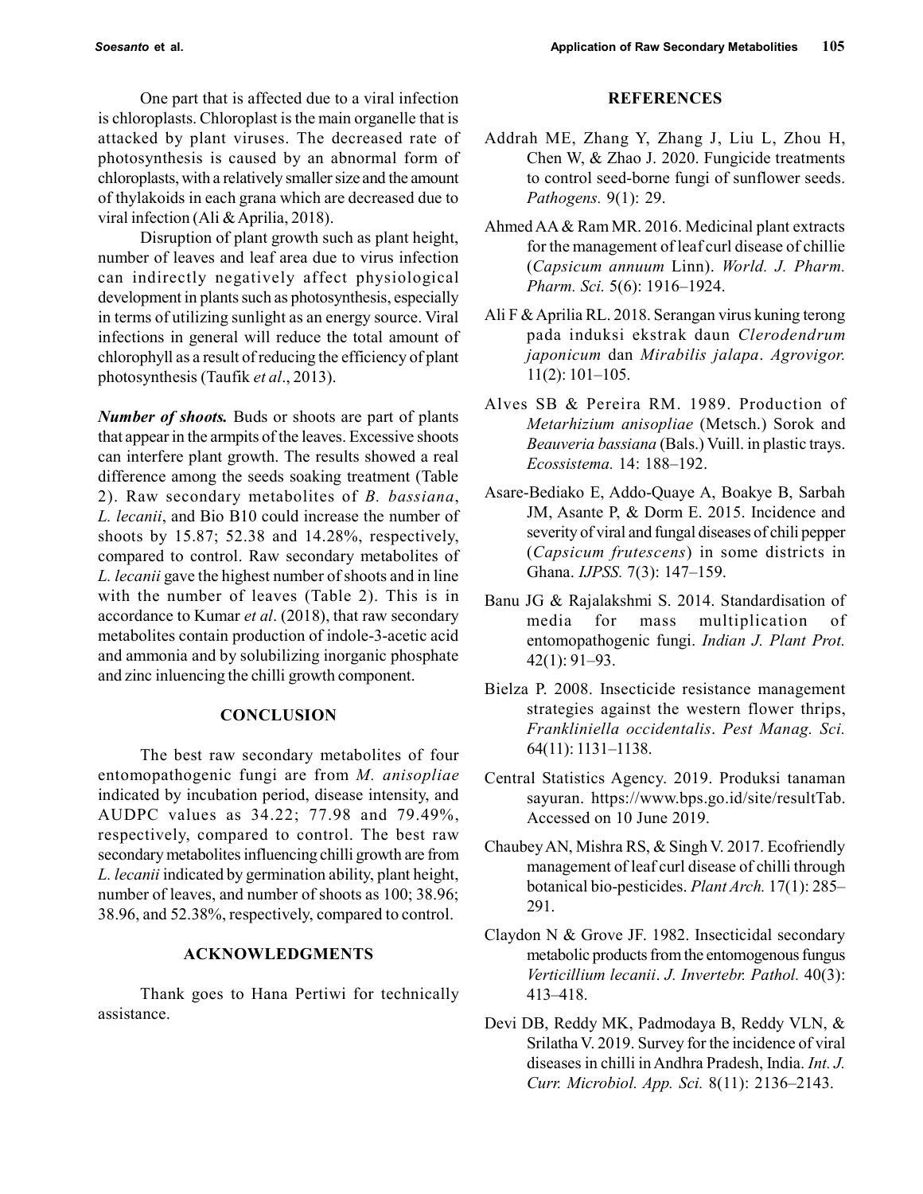One part that is affected due to a viral infection is chloroplasts. Chloroplast is the main organelle that is attacked by plant viruses. The decreased rate of photosynthesis is caused by an abnormal form of chloroplasts, with a relatively smaller size and the amount of thylakoids in each grana which are decreased due to viral infection (Ali & Aprilia, 2018).

Disruption of plant growth such as plant height, number of leaves and leaf area due to virus infection can indirectly negatively affect physiological development in plants such as photosynthesis, especially in terms of utilizing sunlight as an energy source. Viral infections in general will reduce the total amount of chlorophyll as a result of reducing the efficiency of plant photosynthesis (Taufik *et al*., 2013).

***Number of shoots.*** Buds or shoots are part of plants that appear in the armpits of the leaves. Excessive shoots can interfere plant growth. The results showed a real difference among the seeds soaking treatment (Table 2). Raw secondary metabolites of *B. bassiana*, *L. lecanii*, and Bio B10 could increase the number of shoots by 15.87; 52.38 and 14.28%, respectively, compared to control. Raw secondary metabolites of *L. lecanii* gave the highest number of shoots and in line with the number of leaves (Table 2). This is in accordance to Kumar *et al*. (2018), that raw secondary metabolites contain production of indole-3-acetic acid and ammonia and by solubilizing inorganic phosphate and zinc inluencing the chilli growth component.

## CONCLUSION

The best raw secondary metabolites of four entomopathogenic fungi are from *M. anisopliae* indicated by incubation period, disease intensity, and AUDPC values as 34.22; 77.98 and 79.49%, respectively, compared to control. The best raw secondary metabolites influencing chilli growth are from *L. lecanii* indicated by germination ability, plant height, number of leaves, and number of shoots as 100; 38.96; 38.96, and 52.38%, respectively, compared to control.

## ACKNOWLEDGMENTS

Thank goes to Hana Pertiwi for technically assistance.

## REFERENCES

Addrah ME, Zhang Y, Zhang J, Liu L, Zhou H, Chen W, & Zhao J. 2020. Fungicide treatments to control seed-borne fungi of sunflower seeds. *Pathogens.* 9(1): 29.

Ahmed AA & Ram MR. 2016. Medicinal plant extracts for the management of leaf curl disease of chillie (*Capsicum annuum* Linn). *World. J. Pharm. Pharm. Sci.* 5(6): 1916–1924.

Ali F & Aprilia RL. 2018. Serangan virus kuning terong pada induksi ekstrak daun *Clerodendrum japonicum* dan *Mirabilis jalapa*. *Agrovigor.* 11(2): 101–105.

Alves SB & Pereira RM. 1989. Production of *Metarhizium anisopliae* (Metsch.) Sorok and *Beauveria bassiana* (Bals.) Vuill. in plastic trays. *Ecossistema.* 14: 188–192.

Asare-Bediako E, Addo-Quaye A, Boakye B, Sarbah JM, Asante P, & Dorm E. 2015. Incidence and severity of viral and fungal diseases of chili pepper (*Capsicum frutescens*) in some districts in Ghana. *IJPSS.* 7(3): 147–159.

Banu JG & Rajalakshmi S. 2014. Standardisation of media for mass multiplication of entomopathogenic fungi. *Indian J. Plant Prot.* 42(1): 91–93.

Bielza P. 2008. Insecticide resistance management strategies against the western flower thrips, *Frankliniella occidentalis*. *Pest Manag. Sci.* 64(11): 1131–1138.

Central Statistics Agency. 2019. Produksi tanaman sayuran. https://www.bps.go.id/site/resultTab. Accessed on 10 June 2019.

Chaubey AN, Mishra RS, & Singh V. 2017. Ecofriendly management of leaf curl disease of chilli through botanical bio-pesticides. *Plant Arch.* 17(1): 285–291.

Claydon N & Grove JF. 1982. Insecticidal secondary metabolic products from the entomogenous fungus *Verticillium lecanii*. *J. Invertebr. Pathol.* 40(3): 413–418.

Devi DB, Reddy MK, Padmodaya B, Reddy VLN, & Srilatha V. 2019. Survey for the incidence of viral diseases in chilli in Andhra Pradesh, India. *Int. J. Curr. Microbiol. App. Sci.* 8(11): 2136–2143.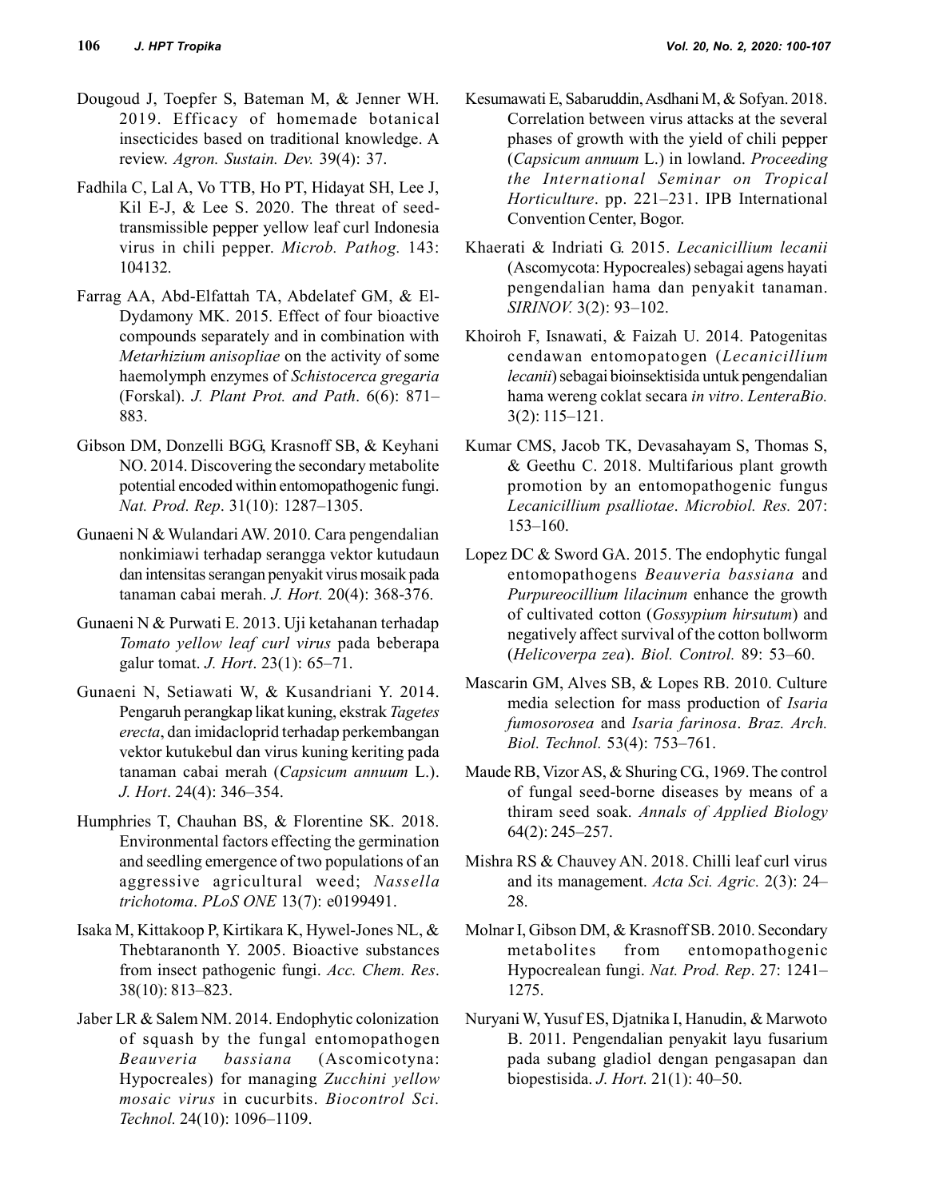Dougoud J, Toepfer S, Bateman M, & Jenner WH. 2019. Efficacy of homemade botanical insecticides based on traditional knowledge. A review. *Agron. Sustain. Dev.* 39(4): 37.

Fadhila C, Lal A, Vo TTB, Ho PT, Hidayat SH, Lee J, Kil E-J, & Lee S. 2020. The threat of seed-transmissible pepper yellow leaf curl Indonesia virus in chili pepper. *Microb. Pathog.* 143: 104132.

Farrag AA, Abd-Elfattah TA, Abdelatef GM, & El-Dydamony MK. 2015. Effect of four bioactive compounds separately and in combination with *Metarhizium anisopliae* on the activity of some haemolymph enzymes of *Schistocerca gregaria* (Forskal). *J. Plant Prot. and Path*. 6(6): 871–883.

Gibson DM, Donzelli BGG, Krasnoff SB, & Keyhani NO. 2014. Discovering the secondary metabolite potential encoded within entomopathogenic fungi. *Nat. Prod. Rep*. 31(10): 1287–1305.

Gunaeni N & Wulandari AW. 2010. Cara pengendalian nonkimiawi terhadap serangga vektor kutudaun dan intensitas serangan penyakit virus mosaik pada tanaman cabai merah. *J. Hort.* 20(4): 368-376.

Gunaeni N & Purwati E. 2013. Uji ketahanan terhadap *Tomato yellow leaf curl virus* pada beberapa galur tomat. *J. Hort*. 23(1): 65–71.

Gunaeni N, Setiawati W, & Kusandriani Y. 2014. Pengaruh perangkap likat kuning, ekstrak *Tagetes erecta*, dan imidacloprid terhadap perkembangan vektor kutukebul dan virus kuning keriting pada tanaman cabai merah (*Capsicum annuum* L.). *J. Hort*. 24(4): 346–354.

Humphries T, Chauhan BS, & Florentine SK. 2018. Environmental factors effecting the germination and seedling emergence of two populations of an aggressive agricultural weed; *Nassella trichotoma*. *PLoS ONE* 13(7): e0199491.

Isaka M, Kittakoop P, Kirtikara K, Hywel-Jones NL, & Thebtaranonth Y. 2005. Bioactive substances from insect pathogenic fungi. *Acc. Chem. Res*. 38(10): 813–823.

Jaber LR & Salem NM. 2014. Endophytic colonization of squash by the fungal entomopathogen *Beauveria bassiana* (Ascomicotyna: Hypocreales) for managing *Zucchini yellow mosaic virus* in cucurbits. *Biocontrol Sci. Technol.* 24(10): 1096–1109.

Kesumawati E, Sabaruddin, Asdhani M, & Sofyan. 2018. Correlation between virus attacks at the several phases of growth with the yield of chili pepper (*Capsicum annuum* L.) in lowland. *Proceeding the International Seminar on Tropical Horticulture*. pp. 221–231. IPB International Convention Center, Bogor.

Khaerati & Indriati G. 2015. *Lecanicillium lecanii* (Ascomycota: Hypocreales) sebagai agens hayati pengendalian hama dan penyakit tanaman. *SIRINOV.* 3(2): 93–102.

Khoiroh F, Isnawati, & Faizah U. 2014. Patogenitas cendawan entomopatogen (*Lecanicillium lecanii*) sebagai bioinsektisida untuk pengendalian hama wereng coklat secara *in vitro*. *LenteraBio.* 3(2): 115–121.

Kumar CMS, Jacob TK, Devasahayam S, Thomas S, & Geethu C. 2018. Multifarious plant growth promotion by an entomopathogenic fungus *Lecanicillium psalliotae*. *Microbiol. Res.* 207: 153–160.

Lopez DC & Sword GA. 2015. The endophytic fungal entomopathogens *Beauveria bassiana* and *Purpureocillium lilacinum* enhance the growth of cultivated cotton (*Gossypium hirsutum*) and negatively affect survival of the cotton bollworm (*Helicoverpa zea*). *Biol. Control.* 89: 53–60.

Mascarin GM, Alves SB, & Lopes RB. 2010. Culture media selection for mass production of *Isaria fumosorosea* and *Isaria farinosa*. *Braz. Arch. Biol. Technol.* 53(4): 753–761.

Maude RB, Vizor AS, & Shuring CG., 1969. The control of fungal seed-borne diseases by means of a thiram seed soak. *Annals of Applied Biology* 64(2): 245–257.

Mishra RS & Chauvey AN. 2018. Chilli leaf curl virus and its management. *Acta Sci. Agric.* 2(3): 24–28.

Molnar I, Gibson DM, & Krasnoff SB. 2010. Secondary metabolites from entomopathogenic Hypocrealean fungi. *Nat. Prod. Rep*. 27: 1241–1275.

Nuryani W, Yusuf ES, Djatnika I, Hanudin, & Marwoto B. 2011. Pengendalian penyakit layu fusarium pada subang gladiol dengan pengasapan dan biopestisida. *J. Hort.* 21(1): 40–50.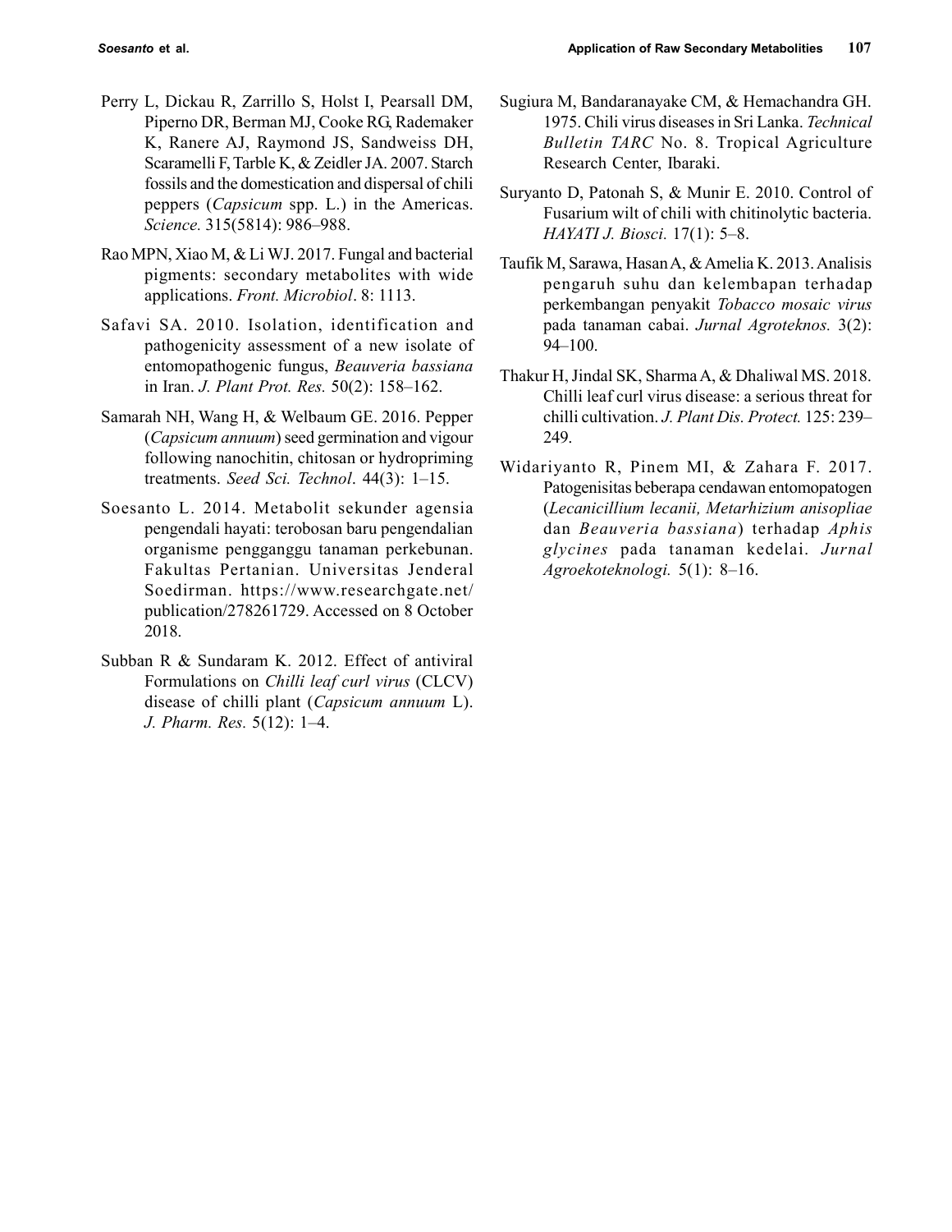Perry L, Dickau R, Zarrillo S, Holst I, Pearsall DM, Piperno DR, Berman MJ, Cooke RG, Rademaker K, Ranere AJ, Raymond JS, Sandweiss DH, Scaramelli F, Tarble K, & Zeidler JA. 2007. Starch fossils and the domestication and dispersal of chili peppers (*Capsicum* spp. L.) in the Americas. *Science.* 315(5814): 986–988.

Rao MPN, Xiao M, & Li WJ. 2017. Fungal and bacterial pigments: secondary metabolites with wide applications. *Front. Microbiol*. 8: 1113.

Safavi SA. 2010. Isolation, identification and pathogenicity assessment of a new isolate of entomopathogenic fungus, *Beauveria bassiana* in Iran. *J. Plant Prot. Res.* 50(2): 158–162.

Samarah NH, Wang H, & Welbaum GE. 2016. Pepper (*Capsicum annuum*) seed germination and vigour following nanochitin, chitosan or hydropriming treatments. *Seed Sci. Technol*. 44(3): 1–15.

Soesanto L. 2014. Metabolit sekunder agensia pengendali hayati: terobosan baru pengendalian organisme pengganggu tanaman perkebunan. Fakultas Pertanian. Universitas Jenderal Soedirman. https://www.researchgate.net/publication/278261729. Accessed on 8 October 2018.

Subban R & Sundaram K. 2012. Effect of antiviral Formulations on *Chilli leaf curl virus* (CLCV) disease of chilli plant (*Capsicum annuum* L). *J. Pharm. Res.* 5(12): 1–4.

Sugiura M, Bandaranayake CM, & Hemachandra GH. 1975. Chili virus diseases in Sri Lanka. *Technical Bulletin TARC* No. 8. Tropical Agriculture Research Center, Ibaraki.

Suryanto D, Patonah S, & Munir E. 2010. Control of Fusarium wilt of chili with chitinolytic bacteria. *HAYATI J. Biosci.* 17(1): 5–8.

Taufik M, Sarawa, Hasan A, & Amelia K. 2013. Analisis pengaruh suhu dan kelembapan terhadap perkembangan penyakit *Tobacco mosaic virus* pada tanaman cabai. *Jurnal Agroteknos.* 3(2): 94–100.

Thakur H, Jindal SK, Sharma A, & Dhaliwal MS. 2018. Chilli leaf curl virus disease: a serious threat for chilli cultivation. *J. Plant Dis. Protect.* 125: 239–249.

Widariyanto R, Pinem MI, & Zahara F. 2017. Patogenisitas beberapa cendawan entomopatogen (*Lecanicillium lecanii, Metarhizium anisopliae* dan *Beauveria bassiana*) terhadap *Aphis glycines* pada tanaman kedelai. *Jurnal Agroekoteknologi.* 5(1): 8–16.